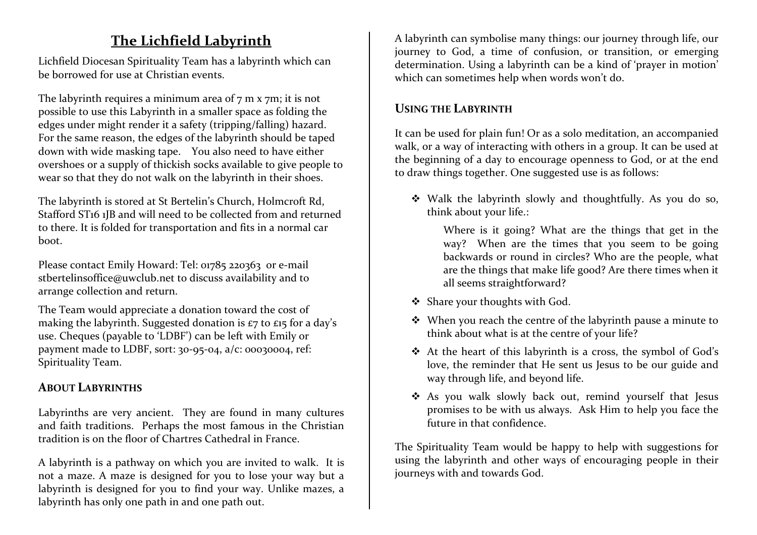# The Lichfield Labyrinth

Lichfield Diocesan Spirituality Team has a labyrinth which can be borrowed for use at Christian events.

The labyrinth requires a minimum area of 7 m x 7m; it is not possible to use this Labyrinth in a smaller space as folding the edges under might render it a safety (tripping/falling) hazard. For the same reason, the edges of the labyrinth should be taped down with wide masking tape. You also need to have either overshoes or a supply of thickish socks available to give people to wear so that they do not walk on the labyrinth in their shoes.

The labyrinth is stored at St Bertelin's Church, Holmcroft Rd, Stafford ST16 1JB and will need to be collected from and returned to there. It is folded for transportation and fits in a normal car boot.

Please contact Emily Howard: Tel: 01785 220363 or e-mail stbertelinsoffice@uwclub.net to discuss availability and to arrange collection and return.

The Team would appreciate a donation toward the cost of making the labyrinth. Suggested donation is £7 to £15 for a day's use. Cheques (payable to 'LDBF') can be left with Emily or payment made to LDBF, sort: 30-95-04, a/c: 00030004, ref: Spirituality Team.

## About Labyrinths

Labyrinths are very ancient. They are found in many cultures and faith traditions. Perhaps the most famous in the Christian tradition is on the floor of Chartres Cathedral in France.

A labyrinth is a pathway on which you are invited to walk. It is not a maze. A maze is designed for you to lose your way but a labyrinth is designed for you to find your way. Unlike mazes, a labyrinth has only one path in and one path out.

A labyrinth can symbolise many things: our journey through life, our journey to God, a time of confusion, or transition, or emerging determination. Using a labyrinth can be a kind of 'prayer in motion' which can sometimes help when words won't do.

## Using the Labyrinth

It can be used for plain fun! Or as a solo meditation, an accompanied walk, or a way of interacting with others in a group. It can be used at the beginning of a day to encourage openness to God, or at the end to draw things together. One suggested use is as follows:

- Walk the labyrinth slowly and thoughtfully. As you do so, think about your life.:

  Where is it going? What are the things that get in the way? When are the times that you seem to be going backwards or round in circles? Who are the people, what are the things that make life good? Are there times when it all seems straightforward?

- Share your thoughts with God.
- When you reach the centre of the labyrinth pause a minute to think about what is at the centre of your life?
- At the heart of this labyrinth is a cross, the symbol of God's love, the reminder that He sent us Jesus to be our guide and way through life, and beyond life.
- As you walk slowly back out, remind yourself that Jesus promises to be with us always. Ask Him to help you face the future in that confidence.

The Spirituality Team would be happy to help with suggestions for using the labyrinth and other ways of encouraging people in their journeys with and towards God.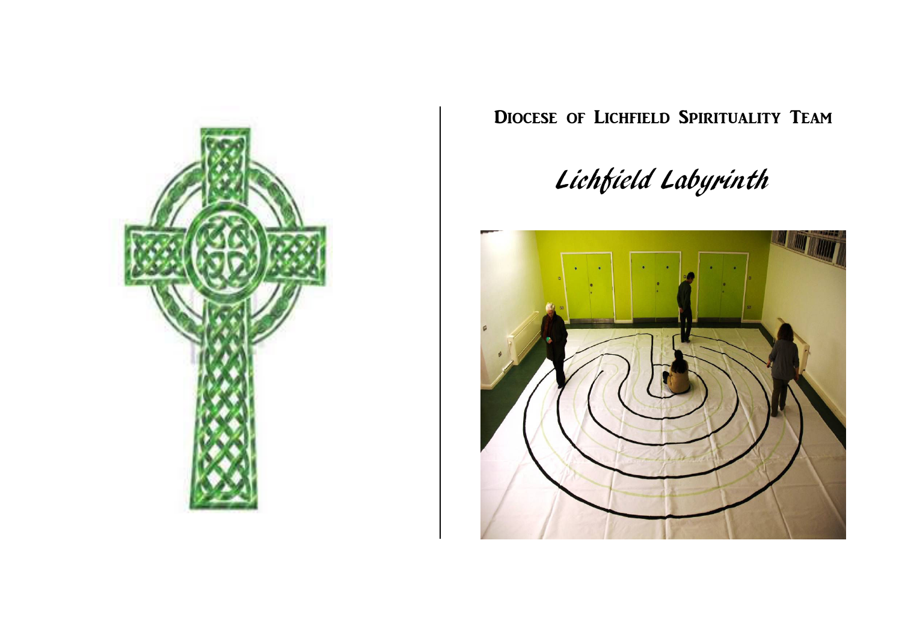## Diocese of Lichfield Spirituality Team

# *Lichfield Labyrinth*